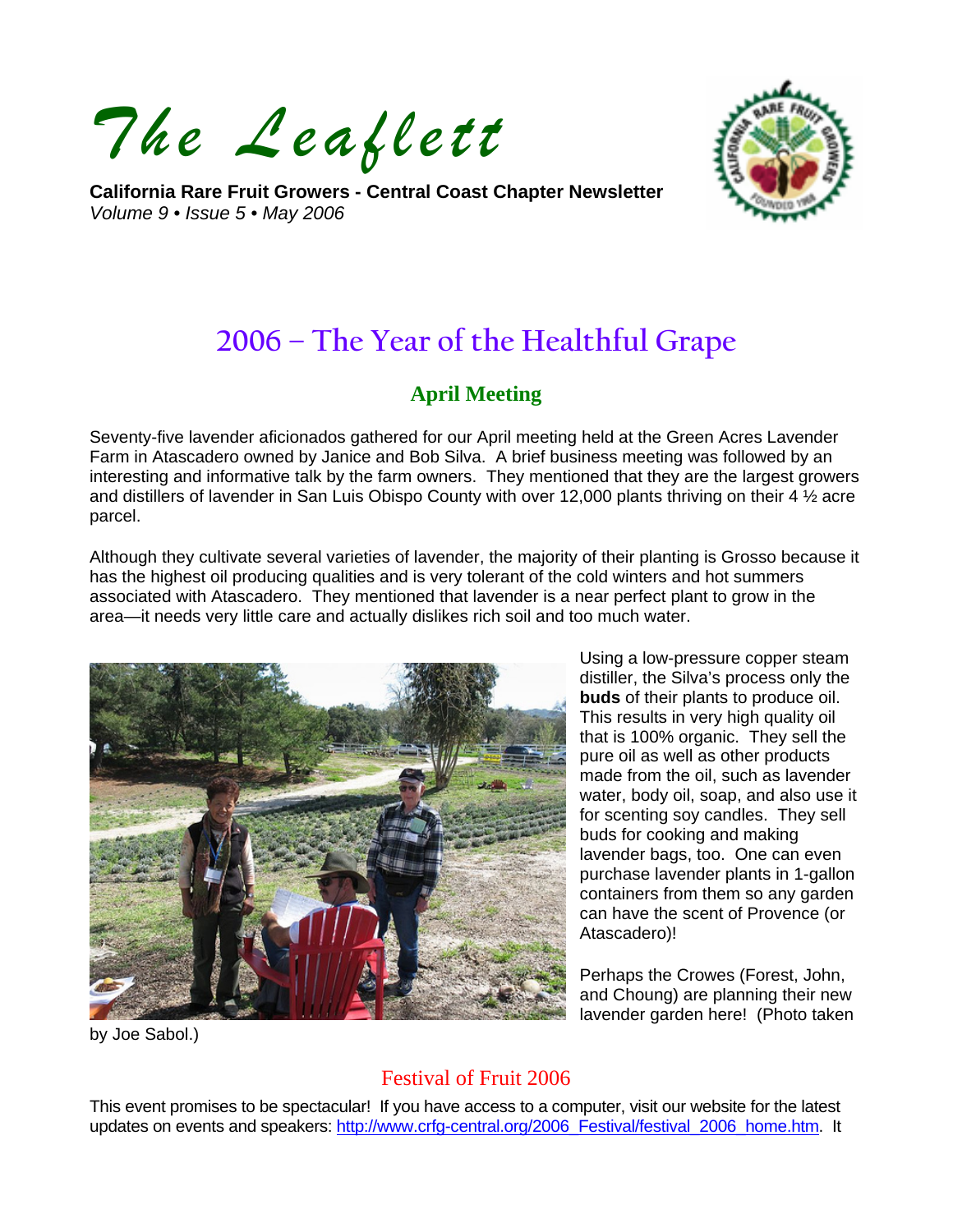# The Leaflett

**California Rare Fruit Growers - Central Coast Chapter Newsletter**
*Volume 9 • Issue 5 • May 2006*

## 2006 – The Year of the Healthful Grape

### April Meeting

Seventy-five lavender aficionados gathered for our April meeting held at the Green Acres Lavender Farm in Atascadero owned by Janice and Bob Silva. A brief business meeting was followed by an interesting and informative talk by the farm owners. They mentioned that they are the largest growers and distillers of lavender in San Luis Obispo County with over 12,000 plants thriving on their 4 ½ acre parcel.

Although they cultivate several varieties of lavender, the majority of their planting is Grosso because it has the highest oil producing qualities and is very tolerant of the cold winters and hot summers associated with Atascadero. They mentioned that lavender is a near perfect plant to grow in the area—it needs very little care and actually dislikes rich soil and too much water.

Using a low-pressure copper steam distiller, the Silva's process only the **buds** of their plants to produce oil. This results in very high quality oil that is 100% organic. They sell the pure oil as well as other products made from the oil, such as lavender water, body oil, soap, and also use it for scenting soy candles. They sell buds for cooking and making lavender bags, too. One can even purchase lavender plants in 1-gallon containers from them so any garden can have the scent of Provence (or Atascadero)!

Perhaps the Crowes (Forest, John, and Choung) are planning their new lavender garden here! (Photo taken by Joe Sabol.)

### Festival of Fruit 2006

This event promises to be spectacular! If you have access to a computer, visit our website for the latest updates on events and speakers: http://www.crfg-central.org/2006_Festival/festival_2006_home.htm. It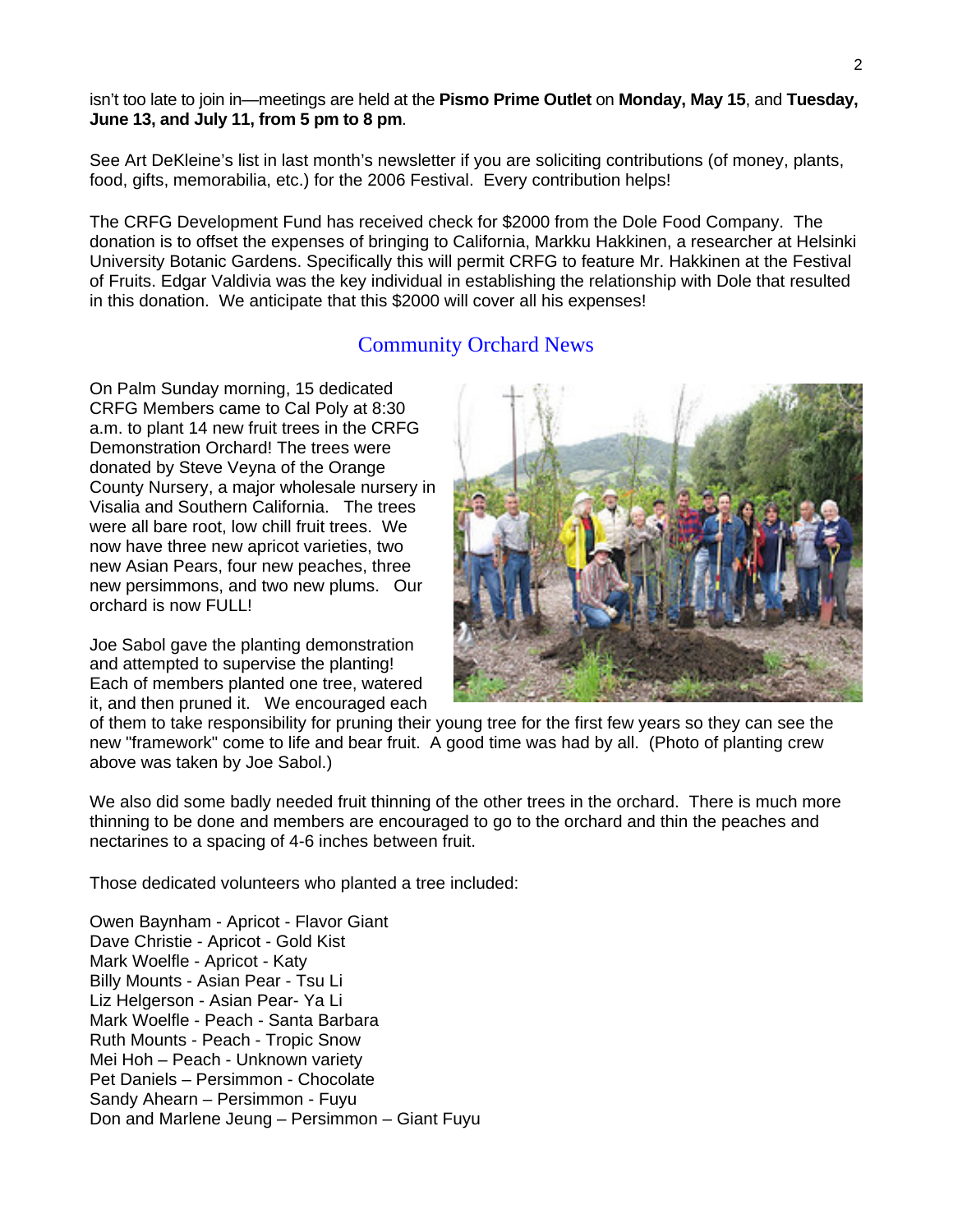isn't too late to join in—meetings are held at the **Pismo Prime Outlet** on **Monday, May 15**, and **Tuesday, June 13, and July 11, from 5 pm to 8 pm**.

See Art DeKleine's list in last month's newsletter if you are soliciting contributions (of money, plants, food, gifts, memorabilia, etc.) for the 2006 Festival. Every contribution helps!

The CRFG Development Fund has received check for $2000 from the Dole Food Company. The donation is to offset the expenses of bringing to California, Markku Hakkinen, a researcher at Helsinki University Botanic Gardens. Specifically this will permit CRFG to feature Mr. Hakkinen at the Festival of Fruits. Edgar Valdivia was the key individual in establishing the relationship with Dole that resulted in this donation. We anticipate that this $2000 will cover all his expenses!

## Community Orchard News

On Palm Sunday morning, 15 dedicated CRFG Members came to Cal Poly at 8:30 a.m. to plant 14 new fruit trees in the CRFG Demonstration Orchard! The trees were donated by Steve Veyna of the Orange County Nursery, a major wholesale nursery in Visalia and Southern California. The trees were all bare root, low chill fruit trees. We now have three new apricot varieties, two new Asian Pears, four new peaches, three new persimmons, and two new plums. Our orchard is now FULL!

Joe Sabol gave the planting demonstration and attempted to supervise the planting! Each of members planted one tree, watered it, and then pruned it. We encouraged each of them to take responsibility for pruning their young tree for the first few years so they can see the new "framework" come to life and bear fruit. A good time was had by all. (Photo of planting crew above was taken by Joe Sabol.)

We also did some badly needed fruit thinning of the other trees in the orchard. There is much more thinning to be done and members are encouraged to go to the orchard and thin the peaches and nectarines to a spacing of 4-6 inches between fruit.

Those dedicated volunteers who planted a tree included:

Owen Baynham - Apricot - Flavor Giant
Dave Christie - Apricot - Gold Kist
Mark Woelfle - Apricot - Katy
Billy Mounts - Asian Pear - Tsu Li
Liz Helgerson - Asian Pear- Ya Li
Mark Woelfle - Peach - Santa Barbara
Ruth Mounts - Peach - Tropic Snow
Mei Hoh – Peach - Unknown variety
Pet Daniels – Persimmon - Chocolate
Sandy Ahearn – Persimmon - Fuyu
Don and Marlene Jeung – Persimmon – Giant Fuyu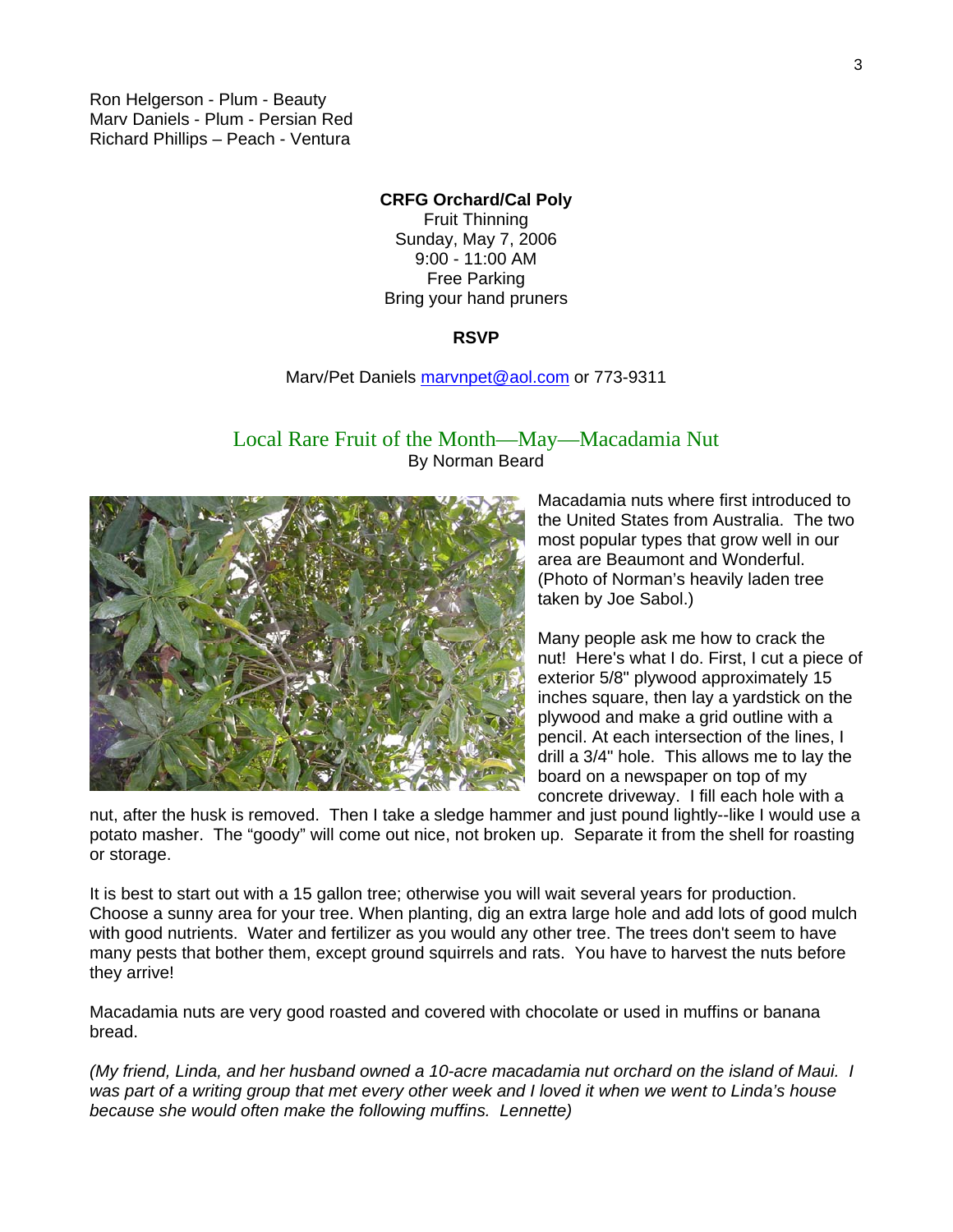Ron Helgerson - Plum - Beauty
Marv Daniels - Plum - Persian Red
Richard Phillips – Peach - Ventura

**CRFG Orchard/Cal Poly**
Fruit Thinning
Sunday, May 7, 2006
9:00 - 11:00 AM
Free Parking
Bring your hand pruners

**RSVP**

Marv/Pet Daniels marvnpet@aol.com or 773-9311

## Local Rare Fruit of the Month—May—Macadamia Nut

By Norman Beard

Macadamia nuts where first introduced to the United States from Australia. The two most popular types that grow well in our area are Beaumont and Wonderful. (Photo of Norman's heavily laden tree taken by Joe Sabol.)

Many people ask me how to crack the nut! Here's what I do. First, I cut a piece of exterior 5/8" plywood approximately 15 inches square, then lay a yardstick on the plywood and make a grid outline with a pencil. At each intersection of the lines, I drill a 3/4" hole. This allows me to lay the board on a newspaper on top of my concrete driveway. I fill each hole with a nut, after the husk is removed. Then I take a sledge hammer and just pound lightly--like I would use a potato masher. The "goody" will come out nice, not broken up. Separate it from the shell for roasting or storage.

It is best to start out with a 15 gallon tree; otherwise you will wait several years for production. Choose a sunny area for your tree. When planting, dig an extra large hole and add lots of good mulch with good nutrients. Water and fertilizer as you would any other tree. The trees don't seem to have many pests that bother them, except ground squirrels and rats. You have to harvest the nuts before they arrive!

Macadamia nuts are very good roasted and covered with chocolate or used in muffins or banana bread.

*(My friend, Linda, and her husband owned a 10-acre macadamia nut orchard on the island of Maui. I was part of a writing group that met every other week and I loved it when we went to Linda's house because she would often make the following muffins. Lennette)*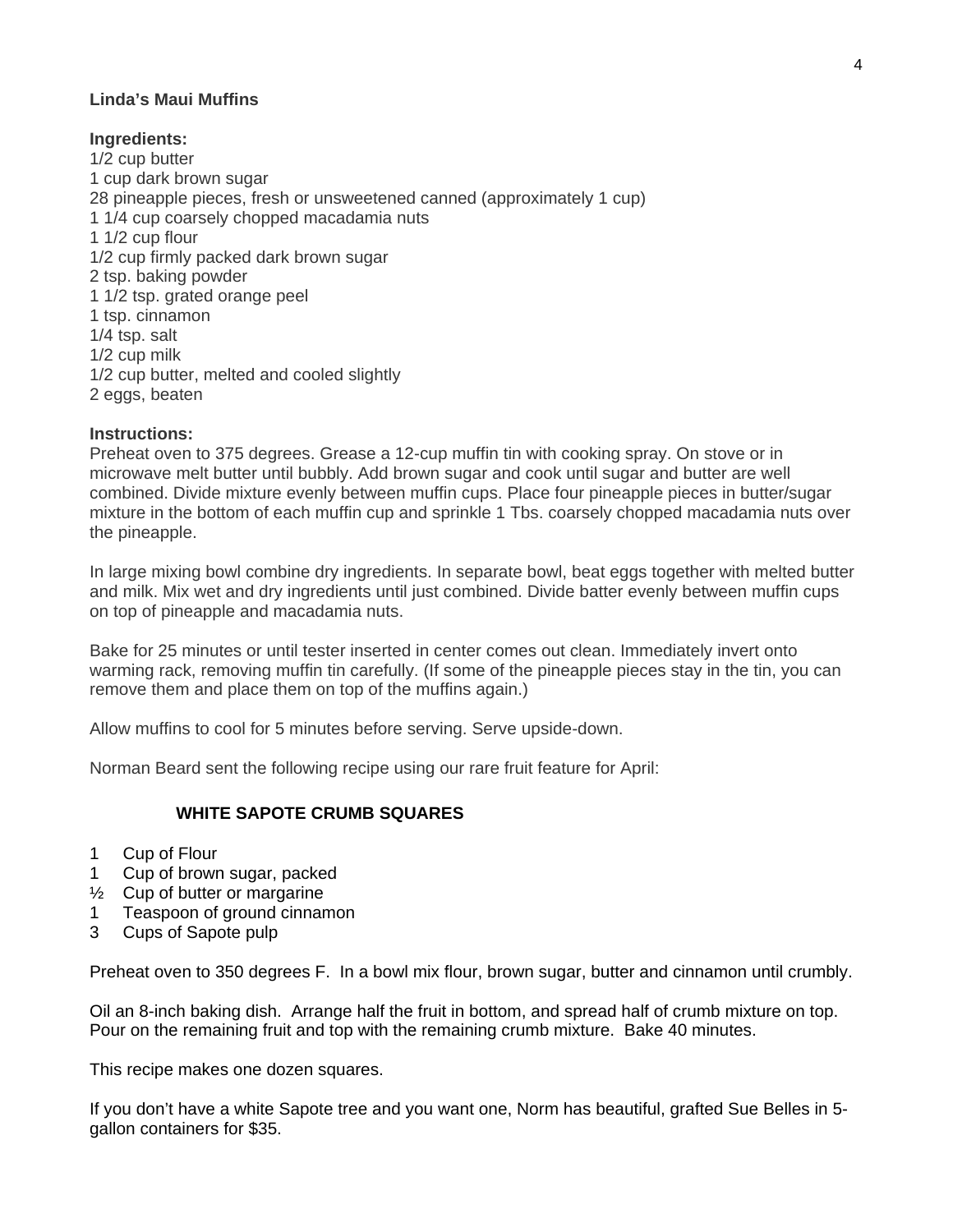**Linda's Maui Muffins**

**Ingredients:**

1/2 cup butter
1 cup dark brown sugar
28 pineapple pieces, fresh or unsweetened canned (approximately 1 cup)
1 1/4 cup coarsely chopped macadamia nuts
1 1/2 cup flour
1/2 cup firmly packed dark brown sugar
2 tsp. baking powder
1 1/2 tsp. grated orange peel
1 tsp. cinnamon
1/4 tsp. salt
1/2 cup milk
1/2 cup butter, melted and cooled slightly
2 eggs, beaten

**Instructions:**

Preheat oven to 375 degrees. Grease a 12-cup muffin tin with cooking spray. On stove or in microwave melt butter until bubbly. Add brown sugar and cook until sugar and butter are well combined. Divide mixture evenly between muffin cups. Place four pineapple pieces in butter/sugar mixture in the bottom of each muffin cup and sprinkle 1 Tbs. coarsely chopped macadamia nuts over the pineapple.

In large mixing bowl combine dry ingredients. In separate bowl, beat eggs together with melted butter and milk. Mix wet and dry ingredients until just combined. Divide batter evenly between muffin cups on top of pineapple and macadamia nuts.

Bake for 25 minutes or until tester inserted in center comes out clean. Immediately invert onto warming rack, removing muffin tin carefully. (If some of the pineapple pieces stay in the tin, you can remove them and place them on top of the muffins again.)

Allow muffins to cool for 5 minutes before serving. Serve upside-down.

Norman Beard sent the following recipe using our rare fruit feature for April:

**WHITE SAPOTE CRUMB SQUARES**

1 Cup of Flour
1 Cup of brown sugar, packed
½ Cup of butter or margarine
1 Teaspoon of ground cinnamon
3 Cups of Sapote pulp

Preheat oven to 350 degrees F. In a bowl mix flour, brown sugar, butter and cinnamon until crumbly.

Oil an 8-inch baking dish. Arrange half the fruit in bottom, and spread half of crumb mixture on top. Pour on the remaining fruit and top with the remaining crumb mixture. Bake 40 minutes.

This recipe makes one dozen squares.

If you don't have a white Sapote tree and you want one, Norm has beautiful, grafted Sue Belles in 5-gallon containers for $35.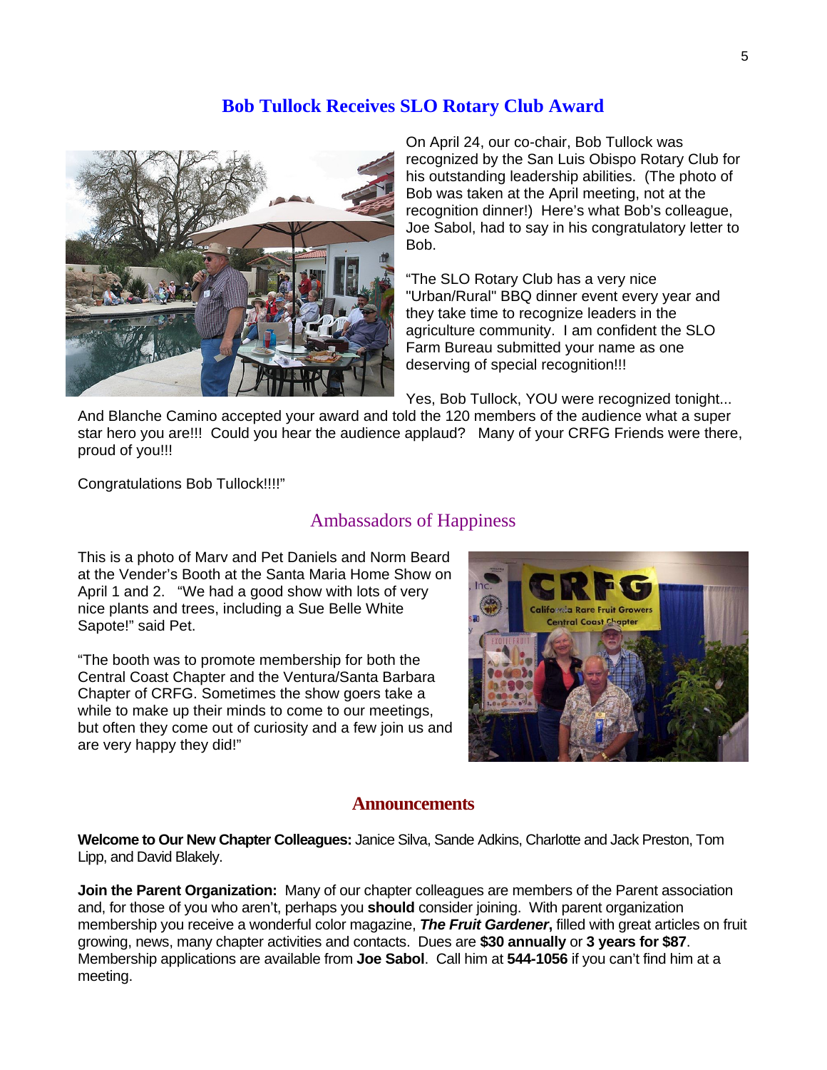## Bob Tullock Receives SLO Rotary Club Award

On April 24, our co-chair, Bob Tullock was recognized by the San Luis Obispo Rotary Club for his outstanding leadership abilities. (The photo of Bob was taken at the April meeting, not at the recognition dinner!) Here's what Bob's colleague, Joe Sabol, had to say in his congratulatory letter to Bob.

"The SLO Rotary Club has a very nice "Urban/Rural" BBQ dinner event every year and they take time to recognize leaders in the agriculture community. I am confident the SLO Farm Bureau submitted your name as one deserving of special recognition!!!

Yes, Bob Tullock, YOU were recognized tonight... And Blanche Camino accepted your award and told the 120 members of the audience what a super star hero you are!!! Could you hear the audience applaud? Many of your CRFG Friends were there, proud of you!!!

Congratulations Bob Tullock!!!!"

## Ambassadors of Happiness

This is a photo of Marv and Pet Daniels and Norm Beard at the Vender's Booth at the Santa Maria Home Show on April 1 and 2. "We had a good show with lots of very nice plants and trees, including a Sue Belle White Sapote!" said Pet.

"The booth was to promote membership for both the Central Coast Chapter and the Ventura/Santa Barbara Chapter of CRFG. Sometimes the show goers take a while to make up their minds to come to our meetings, but often they come out of curiosity and a few join us and are very happy they did!"

## Announcements

**Welcome to Our New Chapter Colleagues:** Janice Silva, Sande Adkins, Charlotte and Jack Preston, Tom Lipp, and David Blakely.

**Join the Parent Organization:** Many of our chapter colleagues are members of the Parent association and, for those of you who aren't, perhaps you **should** consider joining. With parent organization membership you receive a wonderful color magazine, ***The Fruit Gardener*****,** filled with great articles on fruit growing, news, many chapter activities and contacts. Dues are **$30 annually** or **3 years for $87**. Membership applications are available from **Joe Sabol**. Call him at **544-1056** if you can't find him at a meeting.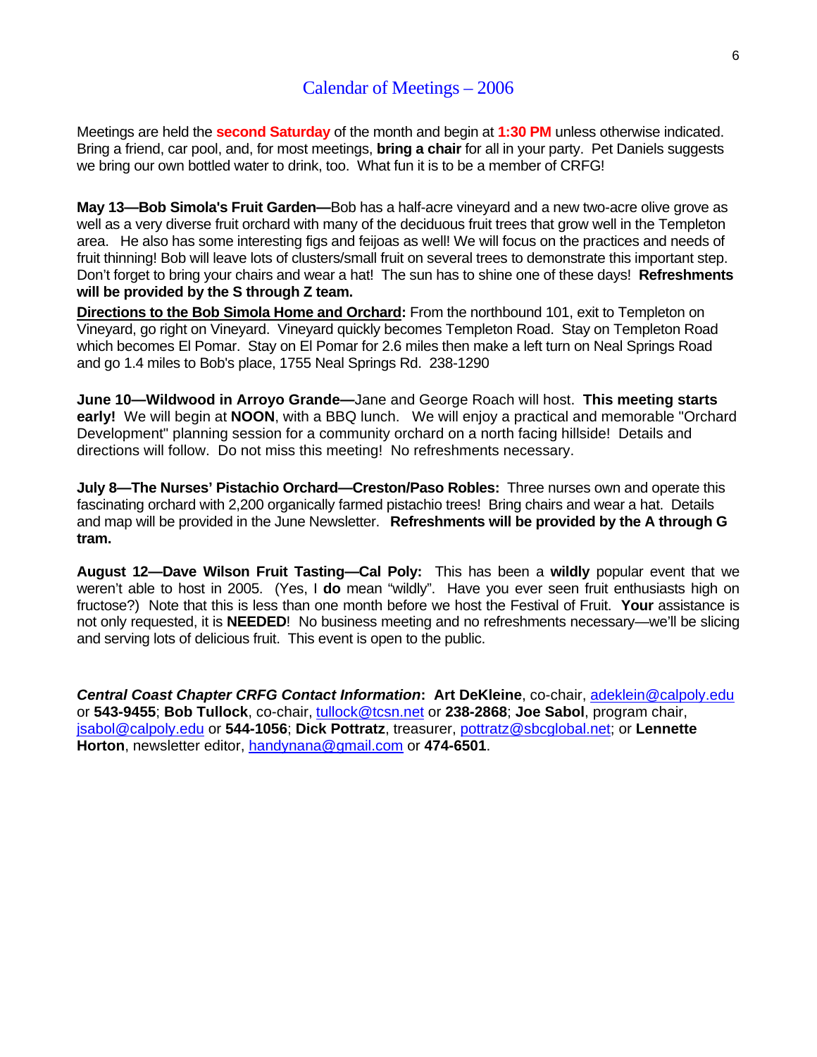## Calendar of Meetings – 2006

Meetings are held the **second Saturday** of the month and begin at **1:30 PM** unless otherwise indicated. Bring a friend, car pool, and, for most meetings, **bring a chair** for all in your party. Pet Daniels suggests we bring our own bottled water to drink, too. What fun it is to be a member of CRFG!

**May 13—Bob Simola's Fruit Garden—**Bob has a half-acre vineyard and a new two-acre olive grove as well as a very diverse fruit orchard with many of the deciduous fruit trees that grow well in the Templeton area. He also has some interesting figs and feijoas as well! We will focus on the practices and needs of fruit thinning! Bob will leave lots of clusters/small fruit on several trees to demonstrate this important step. Don't forget to bring your chairs and wear a hat! The sun has to shine one of these days! **Refreshments will be provided by the S through Z team.**

**Directions to the Bob Simola Home and Orchard:** From the northbound 101, exit to Templeton on Vineyard, go right on Vineyard. Vineyard quickly becomes Templeton Road. Stay on Templeton Road which becomes El Pomar. Stay on El Pomar for 2.6 miles then make a left turn on Neal Springs Road and go 1.4 miles to Bob's place, 1755 Neal Springs Rd. 238-1290

**June 10—Wildwood in Arroyo Grande—**Jane and George Roach will host. **This meeting starts early!** We will begin at **NOON**, with a BBQ lunch. We will enjoy a practical and memorable "Orchard Development" planning session for a community orchard on a north facing hillside! Details and directions will follow. Do not miss this meeting! No refreshments necessary.

**July 8—The Nurses' Pistachio Orchard—Creston/Paso Robles:** Three nurses own and operate this fascinating orchard with 2,200 organically farmed pistachio trees! Bring chairs and wear a hat. Details and map will be provided in the June Newsletter. **Refreshments will be provided by the A through G tram.**

**August 12—Dave Wilson Fruit Tasting—Cal Poly:** This has been a **wildly** popular event that we weren't able to host in 2005. (Yes, I **do** mean "wildly". Have you ever seen fruit enthusiasts high on fructose?) Note that this is less than one month before we host the Festival of Fruit. **Your** assistance is not only requested, it is **NEEDED**! No business meeting and no refreshments necessary—we'll be slicing and serving lots of delicious fruit. This event is open to the public.

***Central Coast Chapter CRFG Contact Information*:** **Art DeKleine**, co-chair, adeklein@calpoly.edu or **543-9455**; **Bob Tullock**, co-chair, tullock@tcsn.net or **238-2868**; **Joe Sabol**, program chair, jsabol@calpoly.edu or **544-1056**; **Dick Pottratz**, treasurer, pottratz@sbcglobal.net; or **Lennette Horton**, newsletter editor, handynana@gmail.com or **474-6501**.